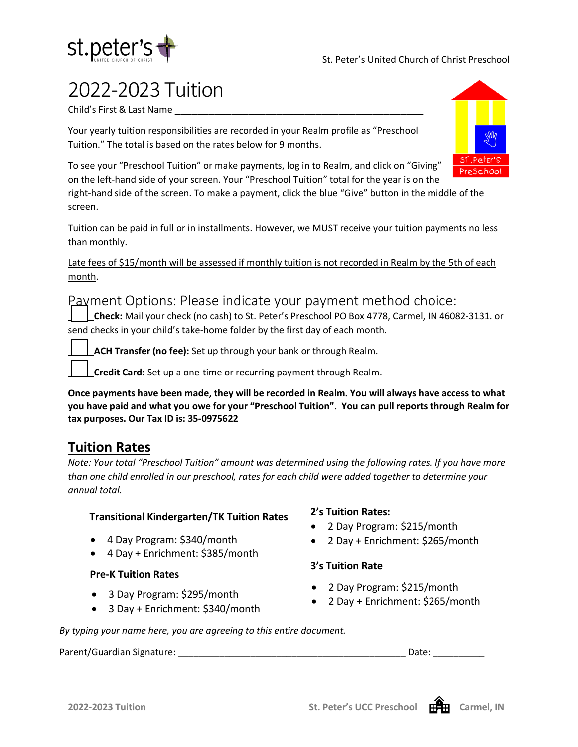# 2022-2023 Tuition

Child's First & Last Name ______________________________________________

Your yearly tuition responsibilities are recorded in your Realm profile as "Preschool Tuition." The total is based on the rates below for 9 months.

To see your "Preschool Tuition" or make payments, log in to Realm, and click on "Giving" on the left-hand side of your screen. Your "Preschool Tuition" total for the year is on the right-hand side of the screen. To make a payment, click the blue "Give" button in the middle of the screen.

Tuition can be paid in full or in installments. However, we MUST receive your tuition payments no less than monthly.

Late fees of $15/month will be assessed if monthly tuition is not recorded in Realm by the 5th of each month.

## Payment Options: Please indicate your payment method choice:

☐ **Check:** Mail your check (no cash) to St. Peter's Preschool PO Box 4778, Carmel, IN 46082-3131. or send checks in your child's take-home folder by the first day of each month.

☐ **ACH Transfer (no fee):** Set up through your bank or through Realm.

☐ **Credit Card:** Set up a one-time or recurring payment through Realm.

**Once payments have been made, they will be recorded in Realm. You will always have access to what you have paid and what you owe for your "Preschool Tuition". You can pull reports through Realm for tax purposes. Our Tax ID is: 35-0975622**

## Tuition Rates

*Note: Your total "Preschool Tuition" amount was determined using the following rates. If you have more than one child enrolled in our preschool, rates for each child were added together to determine your annual total.*

**Transitional Kindergarten/TK Tuition Rates**

- 4 Day Program: $340/month
- 4 Day + Enrichment: $385/month

**Pre-K Tuition Rates**

- 3 Day Program: $295/month
- 3 Day + Enrichment: $340/month

**2's Tuition Rates:**

- 2 Day Program: $215/month
- 2 Day + Enrichment: $265/month

**3's Tuition Rate**

- 2 Day Program: $215/month
- 2 Day + Enrichment: $265/month

*By typing your name here, you are agreeing to this entire document.*

Parent/Guardian Signature: ________________________________________ Date: __________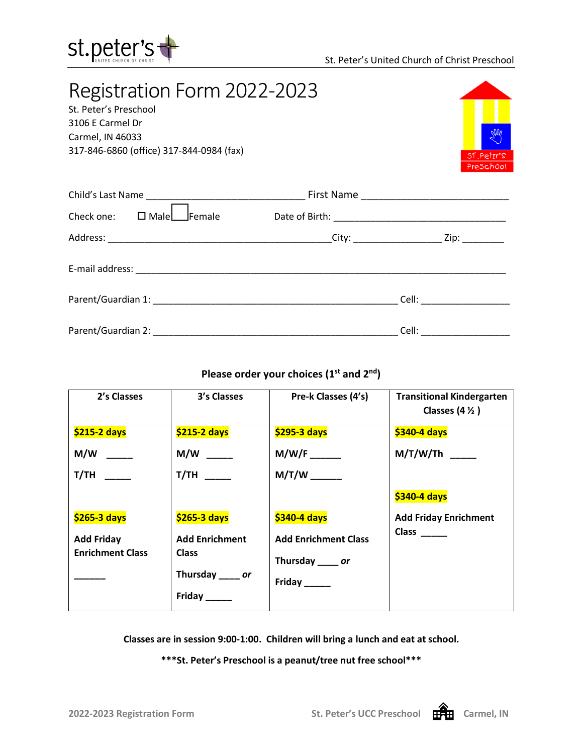# Registration Form 2022-2023

St. Peter's Preschool
3106 E Carmel Dr
Carmel, IN 46033
317-846-6860 (office) 317-844-0984 (fax)

Child's Last Name _____________________________ First Name ___________________________

Check one: ☐ Male ☐ Female Date of Birth: ________________________________

Address: __________________________________________ City: ________________ Zip: ________

E-mail address: ______________________________________________________________________

Parent/Guardian 1: ______________________________________________ Cell: ________________

Parent/Guardian 2: ______________________________________________ Cell: ________________

**Please order your choices (1st and 2nd)**

| 2's Classes | 3's Classes | Pre-k Classes (4's) | Transitional Kindergarten Classes (4 ½ ) |
|---|---|---|---|
| **$215-2 days**<br>**M/W** _____<br>**T/TH** _____<br><br>**$265-3 days**<br>**Add Friday Enrichment Class**<br>______ | **$215-2 days**<br>**M/W** _____<br>**T/TH** _____<br><br>**$265-3 days**<br>**Add Enrichment Class**<br>**Thursday ____ *or***<br>**Friday _____** | **$295-3 days**<br>**M/W/F ______**<br>**M/T/W ______**<br><br>**$340-4 days**<br>**Add Enrichment Class**<br>**Thursday ____ *or***<br>**Friday _____** | **$340-4 days**<br>**M/T/W/Th** _____<br><br>**$340-4 days**<br>**Add Friday Enrichment Class** _____ |

**Classes are in session 9:00-1:00. Children will bring a lunch and eat at school.**

**\*\*\*St. Peter's Preschool is a peanut/tree nut free school\*\*\***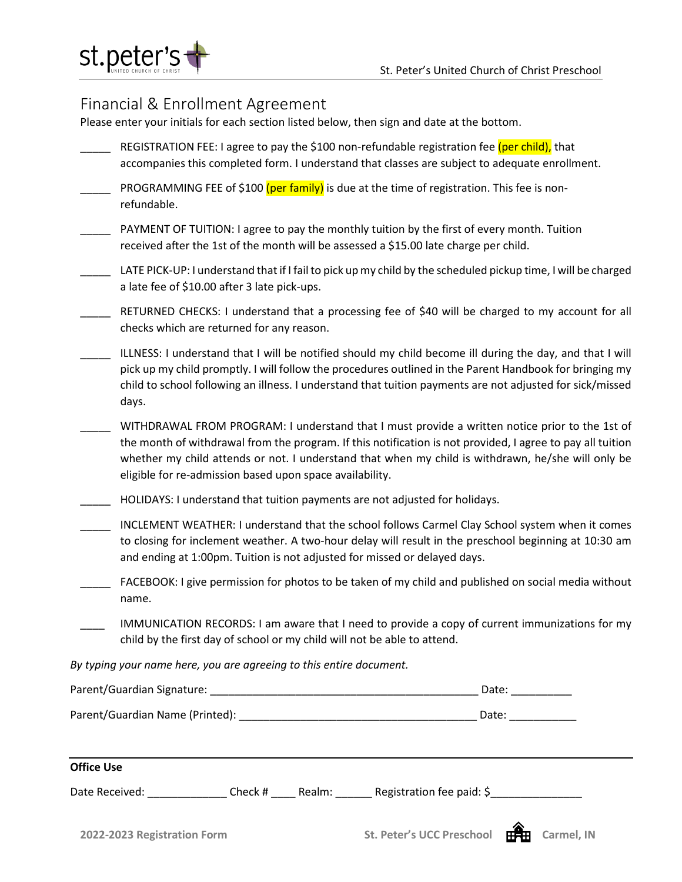St. Peter's United Church of Christ Preschool

## Financial & Enrollment Agreement

Please enter your initials for each section listed below, then sign and date at the bottom.

_____ REGISTRATION FEE: I agree to pay the $100 non-refundable registration fee (per child), that accompanies this completed form. I understand that classes are subject to adequate enrollment.

_____ PROGRAMMING FEE of $100 (per family) is due at the time of registration. This fee is non-refundable.

_____ PAYMENT OF TUITION: I agree to pay the monthly tuition by the first of every month. Tuition received after the 1st of the month will be assessed a $15.00 late charge per child.

_____ LATE PICK-UP: I understand that if I fail to pick up my child by the scheduled pickup time, I will be charged a late fee of $10.00 after 3 late pick-ups.

_____ RETURNED CHECKS: I understand that a processing fee of $40 will be charged to my account for all checks which are returned for any reason.

_____ ILLNESS: I understand that I will be notified should my child become ill during the day, and that I will pick up my child promptly. I will follow the procedures outlined in the Parent Handbook for bringing my child to school following an illness. I understand that tuition payments are not adjusted for sick/missed days.

_____ WITHDRAWAL FROM PROGRAM: I understand that I must provide a written notice prior to the 1st of the month of withdrawal from the program. If this notification is not provided, I agree to pay all tuition whether my child attends or not. I understand that when my child is withdrawn, he/she will only be eligible for re-admission based upon space availability.

_____ HOLIDAYS: I understand that tuition payments are not adjusted for holidays.

_____ INCLEMENT WEATHER: I understand that the school follows Carmel Clay School system when it comes to closing for inclement weather. A two-hour delay will result in the preschool beginning at 10:30 am and ending at 1:00pm. Tuition is not adjusted for missed or delayed days.

_____ FACEBOOK: I give permission for photos to be taken of my child and published on social media without name.

____ IMMUNICATION RECORDS: I am aware that I need to provide a copy of current immunizations for my child by the first day of school or my child will not be able to attend.

*By typing your name here, you are agreeing to this entire document.*

Parent/Guardian Signature: ____________________________________________ Date: __________

Parent/Guardian Name (Printed): _______________________________________ Date: ___________

---

**Office Use**

Date Received: _____________ Check # ____ Realm: ______ Registration fee paid: $_______________

**2022-2023 Registration Form** **St. Peter's UCC Preschool** **Carmel, IN**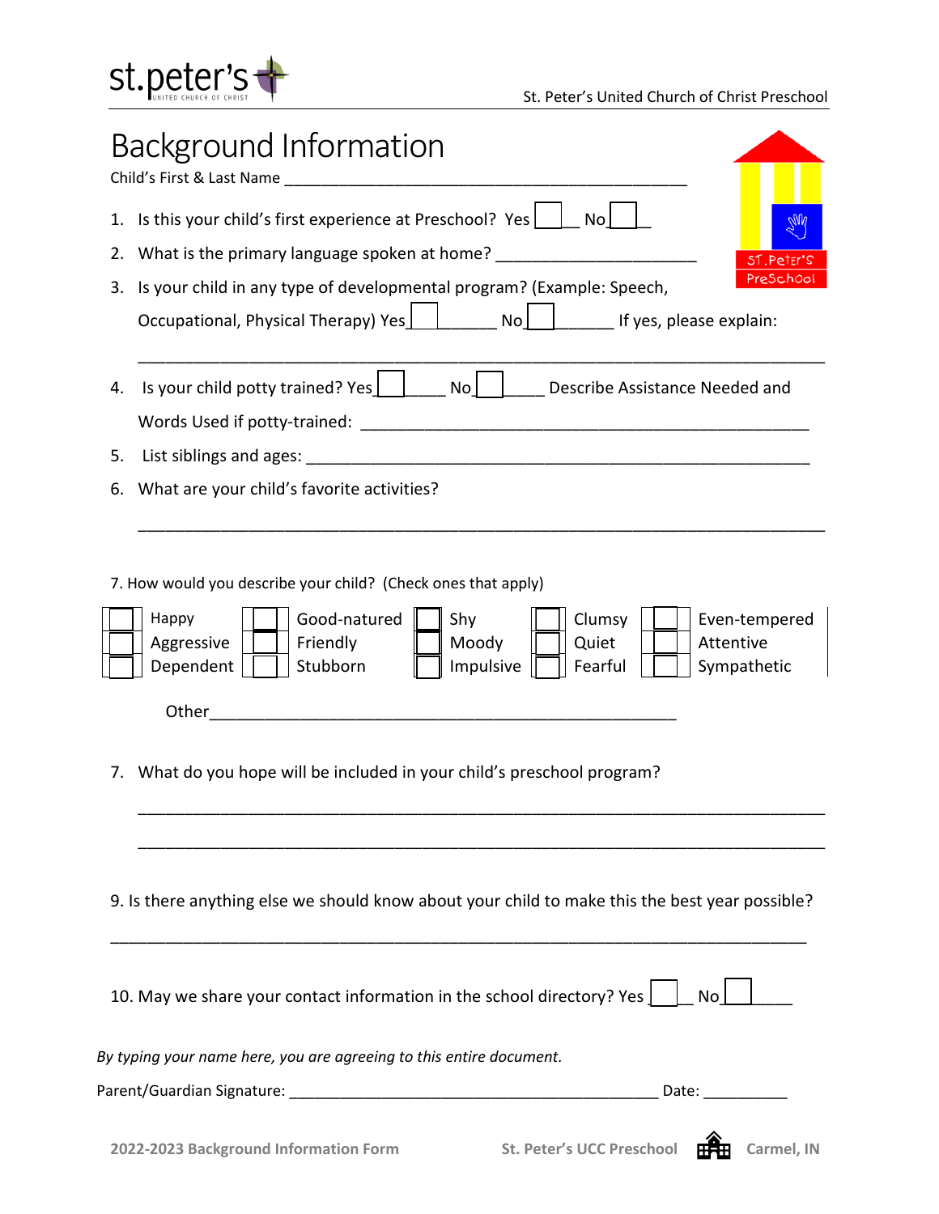# Background Information

Child's First & Last Name ______________________________________________

1. Is this your child's first experience at Preschool? Yes ☐ No ☐
2. What is the primary language spoken at home? ______________________
3. Is your child in any type of developmental program? (Example: Speech, Occupational, Physical Therapy) Yes ☐ No ☐ If yes, please explain:

   ___________________________________________________________________________

4. Is your child potty trained? Yes ☐ No ☐ Describe Assistance Needed and Words Used if potty-trained: ____________________________________________________
5. List siblings and ages: ________________________________________________________
6. What are your child's favorite activities?

   ___________________________________________________________________________

7. How would you describe your child? (Check ones that apply)

| | | | | |
|---|---|---|---|---|
| ☐ Happy | ☐ Good-natured | ☐ Shy | ☐ Clumsy | ☐ Even-tempered |
| ☐ Aggressive | ☐ Friendly | ☐ Moody | ☐ Quiet | ☐ Attentive |
| ☐ Dependent | ☐ Stubborn | ☐ Impulsive | ☐ Fearful | ☐ Sympathetic |

Other_____________________________________________________

7. What do you hope will be included in your child's preschool program?

   ___________________________________________________________________________

   ___________________________________________________________________________

9. Is there anything else we should know about your child to make this the best year possible?

___________________________________________________________________________

10. May we share your contact information in the school directory? Yes ☐ No ☐

*By typing your name here, you are agreeing to this entire document.*

Parent/Guardian Signature: _____________________________________________ Date: __________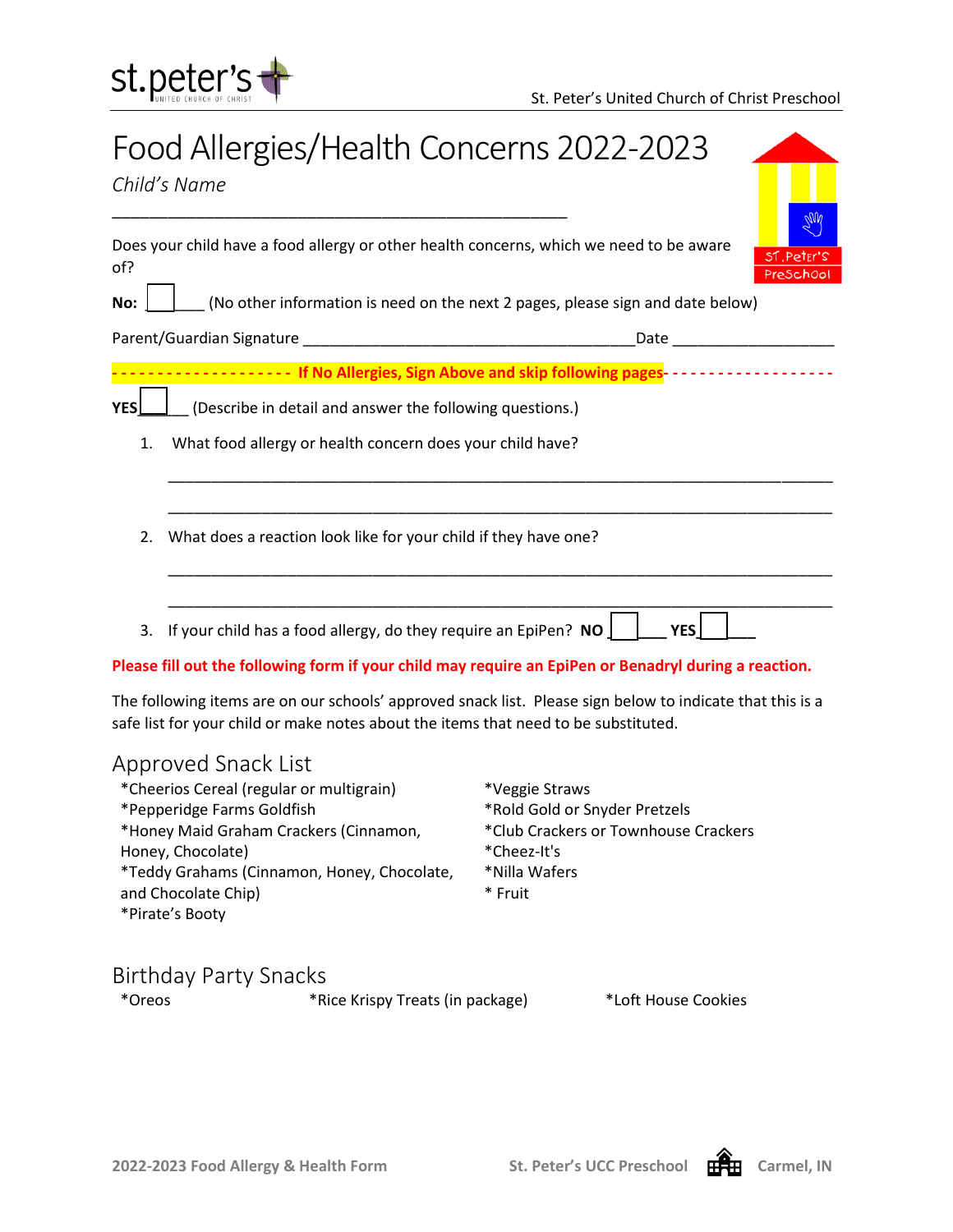# Food Allergies/Health Concerns 2022-2023

*Child's Name*

\_\_\_\_\_\_\_\_\_\_\_\_\_\_\_\_\_\_\_\_\_\_\_\_\_\_\_\_\_\_\_\_\_\_\_\_\_\_\_\_\_\_\_\_\_\_\_\_\_\_\_\_

Does your child have a food allergy or other health concerns, which we need to be aware of?

**No:** ☐\_\_\_\_ (No other information is need on the next 2 pages, please sign and date below)

Parent/Guardian Signature \_\_\_\_\_\_\_\_\_\_\_\_\_\_\_\_\_\_\_\_\_\_\_\_\_\_\_\_\_\_\_\_\_\_\_\_\_\_\_\_ Date \_\_\_\_\_\_\_\_\_\_\_\_\_\_\_\_\_\_\_\_

**- - - - - - - - - - - - - - - - - - - - If No Allergies, Sign Above and skip following pages- - - - - - - - - - - - - - - - - - -**

**YES** ☐\_\_\_\_ (Describe in detail and answer the following questions.)

1. What food allergy or health concern does your child have?

   \_\_\_\_\_\_\_\_\_\_\_\_\_\_\_\_\_\_\_\_\_\_\_\_\_\_\_\_\_\_\_\_\_\_\_\_\_\_\_\_\_\_\_\_\_\_\_\_\_\_\_\_\_\_\_\_\_\_\_\_\_\_\_\_\_\_\_\_\_\_\_\_\_\_

   \_\_\_\_\_\_\_\_\_\_\_\_\_\_\_\_\_\_\_\_\_\_\_\_\_\_\_\_\_\_\_\_\_\_\_\_\_\_\_\_\_\_\_\_\_\_\_\_\_\_\_\_\_\_\_\_\_\_\_\_\_\_\_\_\_\_\_\_\_\_\_\_\_\_

2. What does a reaction look like for your child if they have one?

   \_\_\_\_\_\_\_\_\_\_\_\_\_\_\_\_\_\_\_\_\_\_\_\_\_\_\_\_\_\_\_\_\_\_\_\_\_\_\_\_\_\_\_\_\_\_\_\_\_\_\_\_\_\_\_\_\_\_\_\_\_\_\_\_\_\_\_\_\_\_\_\_\_\_

   \_\_\_\_\_\_\_\_\_\_\_\_\_\_\_\_\_\_\_\_\_\_\_\_\_\_\_\_\_\_\_\_\_\_\_\_\_\_\_\_\_\_\_\_\_\_\_\_\_\_\_\_\_\_\_\_\_\_\_\_\_\_\_\_\_\_\_\_\_\_\_\_\_\_

3. If your child has a food allergy, do they require an EpiPen? **NO** ☐\_\_\_ **YES** ☐\_\_\_

**Please fill out the following form if your child may require an EpiPen or Benadryl during a reaction.**

The following items are on our schools' approved snack list. Please sign below to indicate that this is a safe list for your child or make notes about the items that need to be substituted.

## Approved Snack List

*Cheerios Cereal (regular or multigrain)
*Pepperidge Farms Goldfish
*Honey Maid Graham Crackers (Cinnamon, Honey, Chocolate)
*Teddy Grahams (Cinnamon, Honey, Chocolate, and Chocolate Chip)
*Pirate's Booty
*Veggie Straws
*Rold Gold or Snyder Pretzels
*Club Crackers or Townhouse Crackers
*Cheez-It's
*Nilla Wafers
* Fruit

## Birthday Party Snacks

*Oreos
*Rice Krispy Treats (in package)
*Loft House Cookies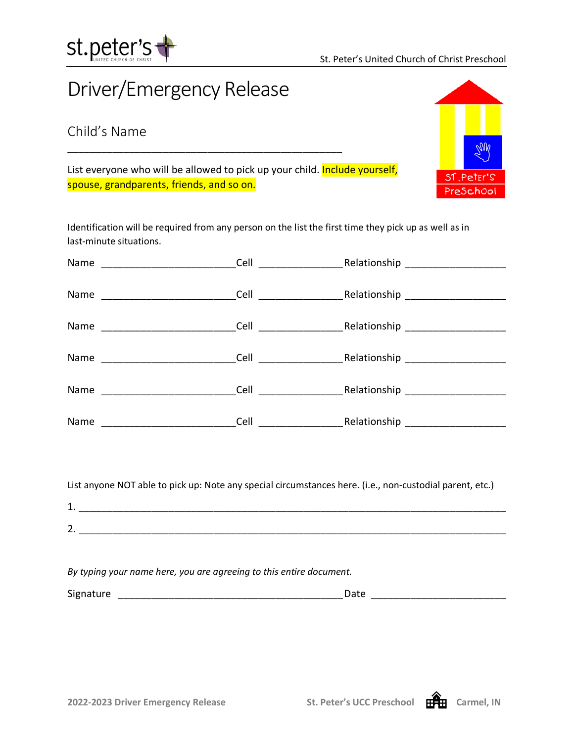# Driver/Emergency Release

Child's Name

_______________________________________________

List everyone who will be allowed to pick up your child. Include yourself, spouse, grandparents, friends, and so on.

Identification will be required from any person on the list the first time they pick up as well as in last-minute situations.

Name ________________________ Cell _______________ Relationship __________________

Name ________________________ Cell _______________ Relationship __________________

Name ________________________ Cell _______________ Relationship __________________

Name ________________________ Cell _______________ Relationship __________________

Name ________________________ Cell _______________ Relationship __________________

Name ________________________ Cell _______________ Relationship __________________

List anyone NOT able to pick up: Note any special circumstances here. (i.e., non-custodial parent, etc.)

1. ______________________________________________________________________________

2. ______________________________________________________________________________

*By typing your name here, you are agreeing to this entire document.*

Signature ________________________________________ Date ________________________